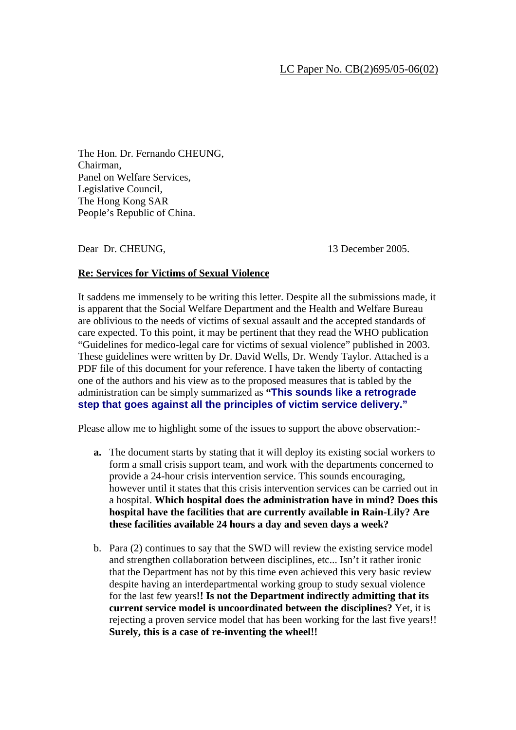LC Paper No. CB(2)695/05-06(02)

The Hon. Dr. Fernando CHEUNG,
Chairman,
Panel on Welfare Services,
Legislative Council,
The Hong Kong SAR
People's Republic of China.

Dear Dr. CHEUNG, 13 December 2005.

**Re: Services for Victims of Sexual Violence**

It saddens me immensely to be writing this letter. Despite all the submissions made, it is apparent that the Social Welfare Department and the Health and Welfare Bureau are oblivious to the needs of victims of sexual assault and the accepted standards of care expected. To this point, it may be pertinent that they read the WHO publication "Guidelines for medico-legal care for victims of sexual violence" published in 2003. These guidelines were written by Dr. David Wells, Dr. Wendy Taylor. Attached is a PDF file of this document for your reference. I have taken the liberty of contacting one of the authors and his view as to the proposed measures that is tabled by the administration can be simply summarized as **"This sounds like a retrograde step that goes against all the principles of victim service delivery."**

Please allow me to highlight some of the issues to support the above observation:-

**a.** The document starts by stating that it will deploy its existing social workers to form a small crisis support team, and work with the departments concerned to provide a 24-hour crisis intervention service. This sounds encouraging, however until it states that this crisis intervention services can be carried out in a hospital. **Which hospital does the administration have in mind? Does this hospital have the facilities that are currently available in Rain-Lily? Are these facilities available 24 hours a day and seven days a week?**

b. Para (2) continues to say that the SWD will review the existing service model and strengthen collaboration between disciplines, etc... Isn't it rather ironic that the Department has not by this time even achieved this very basic review despite having an interdepartmental working group to study sexual violence for the last few years**!! Is not the Department indirectly admitting that its current service model is uncoordinated between the disciplines?** Yet, it is rejecting a proven service model that has been working for the last five years!! **Surely, this is a case of re-inventing the wheel!!**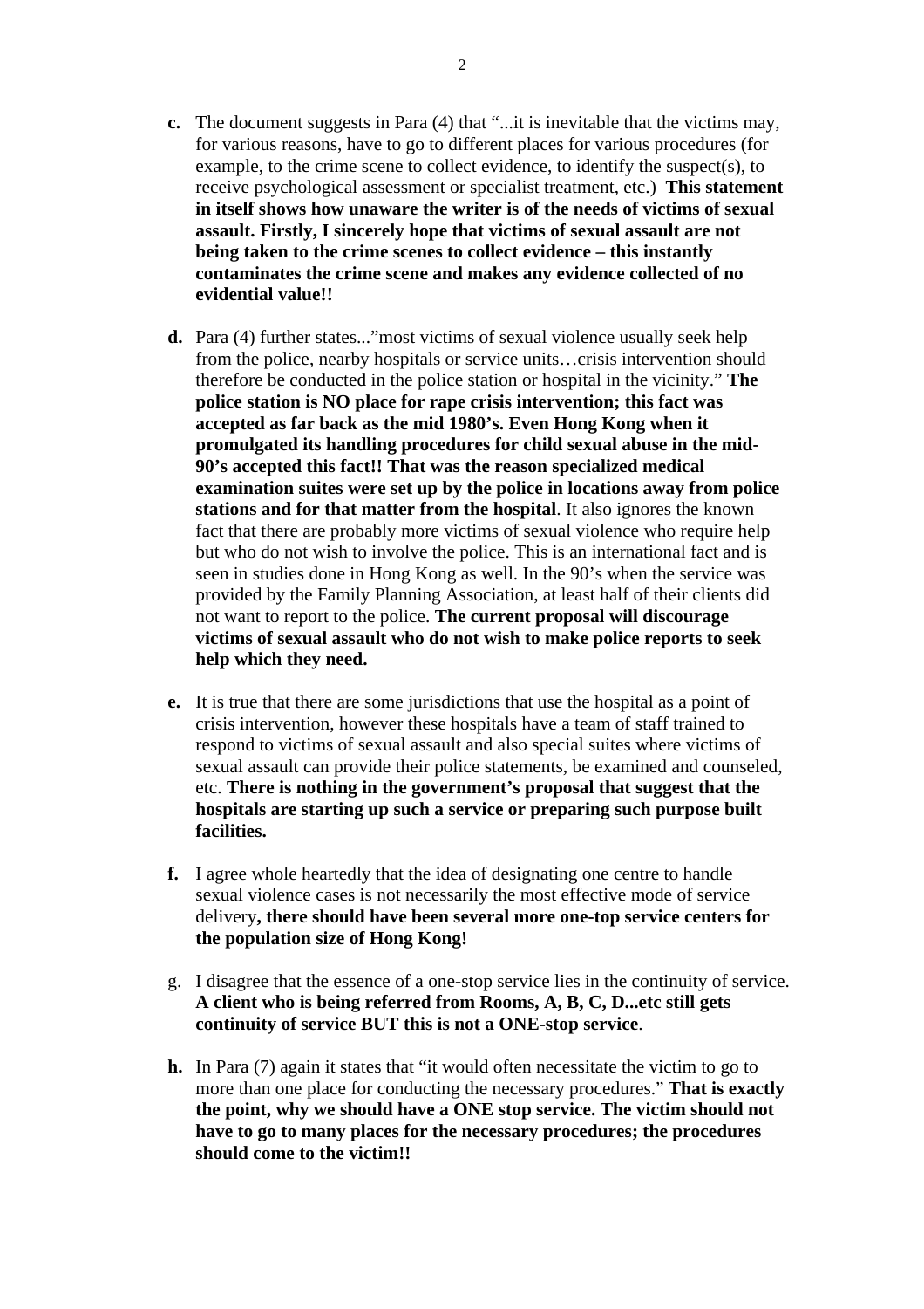c. The document suggests in Para (4) that "...it is inevitable that the victims may, for various reasons, have to go to different places for various procedures (for example, to the crime scene to collect evidence, to identify the suspect(s), to receive psychological assessment or specialist treatment, etc.) **This statement in itself shows how unaware the writer is of the needs of victims of sexual assault. Firstly, I sincerely hope that victims of sexual assault are not being taken to the crime scenes to collect evidence – this instantly contaminates the crime scene and makes any evidence collected of no evidential value!!**

d. Para (4) further states..."most victims of sexual violence usually seek help from the police, nearby hospitals or service units…crisis intervention should therefore be conducted in the police station or hospital in the vicinity." **The police station is NO place for rape crisis intervention; this fact was accepted as far back as the mid 1980's. Even Hong Kong when it promulgated its handling procedures for child sexual abuse in the mid-90's accepted this fact!! That was the reason specialized medical examination suites were set up by the police in locations away from police stations and for that matter from the hospital**. It also ignores the known fact that there are probably more victims of sexual violence who require help but who do not wish to involve the police. This is an international fact and is seen in studies done in Hong Kong as well. In the 90's when the service was provided by the Family Planning Association, at least half of their clients did not want to report to the police. **The current proposal will discourage victims of sexual assault who do not wish to make police reports to seek help which they need.**

e. It is true that there are some jurisdictions that use the hospital as a point of crisis intervention, however these hospitals have a team of staff trained to respond to victims of sexual assault and also special suites where victims of sexual assault can provide their police statements, be examined and counseled, etc. **There is nothing in the government's proposal that suggest that the hospitals are starting up such a service or preparing such purpose built facilities.**

f. I agree whole heartedly that the idea of designating one centre to handle sexual violence cases is not necessarily the most effective mode of service delivery**, there should have been several more one-top service centers for the population size of Hong Kong!**

g. I disagree that the essence of a one-stop service lies in the continuity of service. **A client who is being referred from Rooms, A, B, C, D...etc still gets continuity of service BUT this is not a ONE-stop service**.

h. In Para (7) again it states that "it would often necessitate the victim to go to more than one place for conducting the necessary procedures." **That is exactly the point, why we should have a ONE stop service. The victim should not have to go to many places for the necessary procedures; the procedures should come to the victim!!**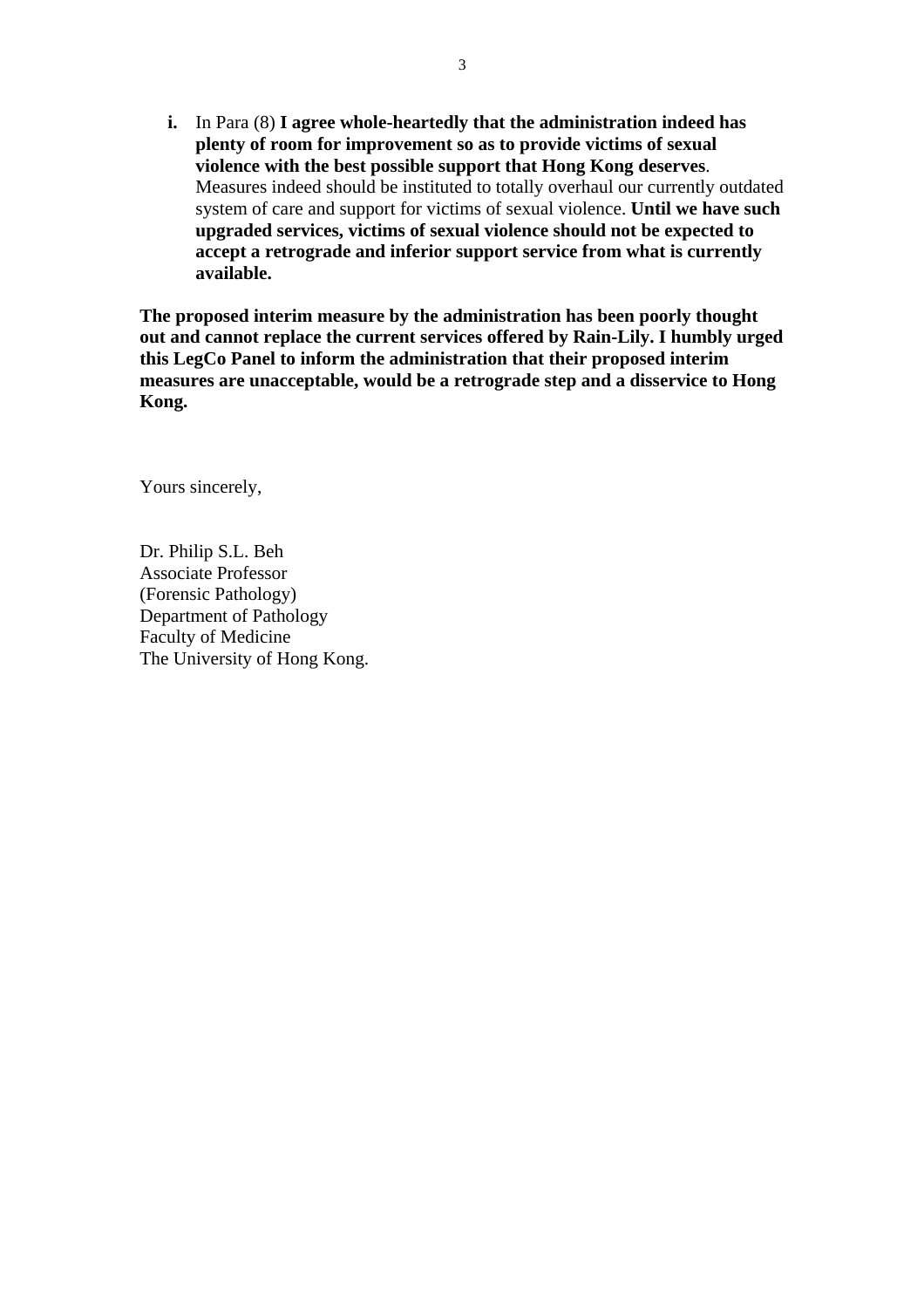**i.** In Para (8) **I agree whole-heartedly that the administration indeed has plenty of room for improvement so as to provide victims of sexual violence with the best possible support that Hong Kong deserves**. Measures indeed should be instituted to totally overhaul our currently outdated system of care and support for victims of sexual violence. **Until we have such upgraded services, victims of sexual violence should not be expected to accept a retrograde and inferior support service from what is currently available.**

**The proposed interim measure by the administration has been poorly thought out and cannot replace the current services offered by Rain-Lily. I humbly urged this LegCo Panel to inform the administration that their proposed interim measures are unacceptable, would be a retrograde step and a disservice to Hong Kong.**

Yours sincerely,

Dr. Philip S.L. Beh
Associate Professor
(Forensic Pathology)
Department of Pathology
Faculty of Medicine
The University of Hong Kong.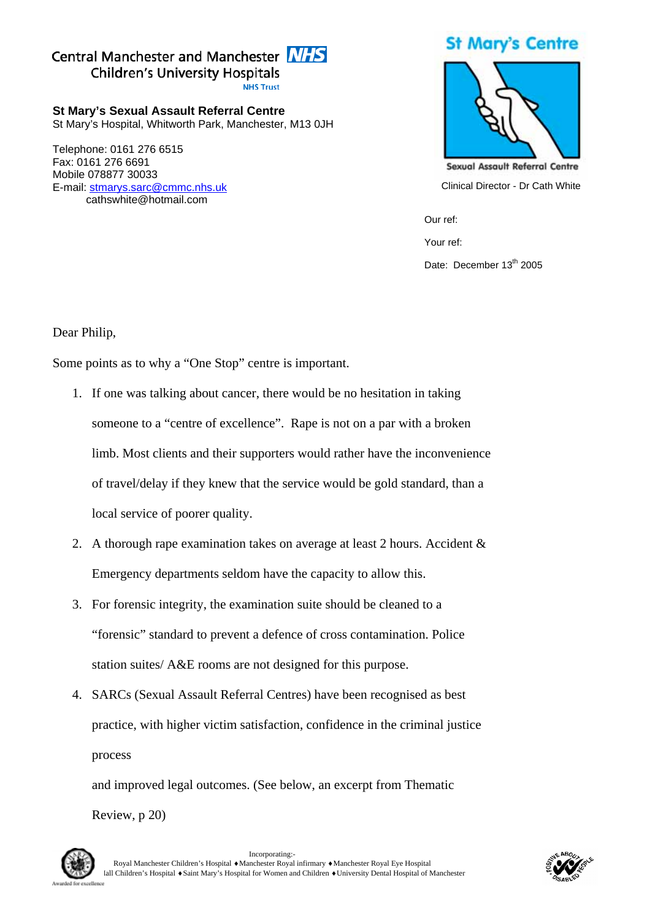Central Manchester and Manchester Children's University Hospitals NHS Trust

**St Mary's Sexual Assault Referral Centre**
St Mary's Hospital, Whitworth Park, Manchester, M13 0JH

Telephone: 0161 276 6515
Fax: 0161 276 6691
Mobile 078877 30033
E-mail: stmarys.sarc@cmmc.nhs.uk
cathswhite@hotmail.com

St Mary's Centre
Sexual Assault Referral Centre

Clinical Director - Dr Cath White

Our ref:

Your ref:

Date: December 13th 2005

Dear Philip,

Some points as to why a "One Stop" centre is important.

1. If one was talking about cancer, there would be no hesitation in taking someone to a "centre of excellence". Rape is not on a par with a broken limb. Most clients and their supporters would rather have the inconvenience of travel/delay if they knew that the service would be gold standard, than a local service of poorer quality.
2. A thorough rape examination takes on average at least 2 hours. Accident & Emergency departments seldom have the capacity to allow this.
3. For forensic integrity, the examination suite should be cleaned to a "forensic" standard to prevent a defence of cross contamination. Police station suites/ A&E rooms are not designed for this purpose.
4. SARCs (Sexual Assault Referral Centres) have been recognised as best practice, with higher victim satisfaction, confidence in the criminal justice process

   and improved legal outcomes. (See below, an excerpt from Thematic Review, p 20)

Incorporating:-
Royal Manchester Children's Hospital ♦ Manchester Royal infirmary ♦ Manchester Royal Eye Hospital
lall Children's Hospital ♦ Saint Mary's Hospital for Women and Children ♦ University Dental Hospital of Manchester

Awarded for excellence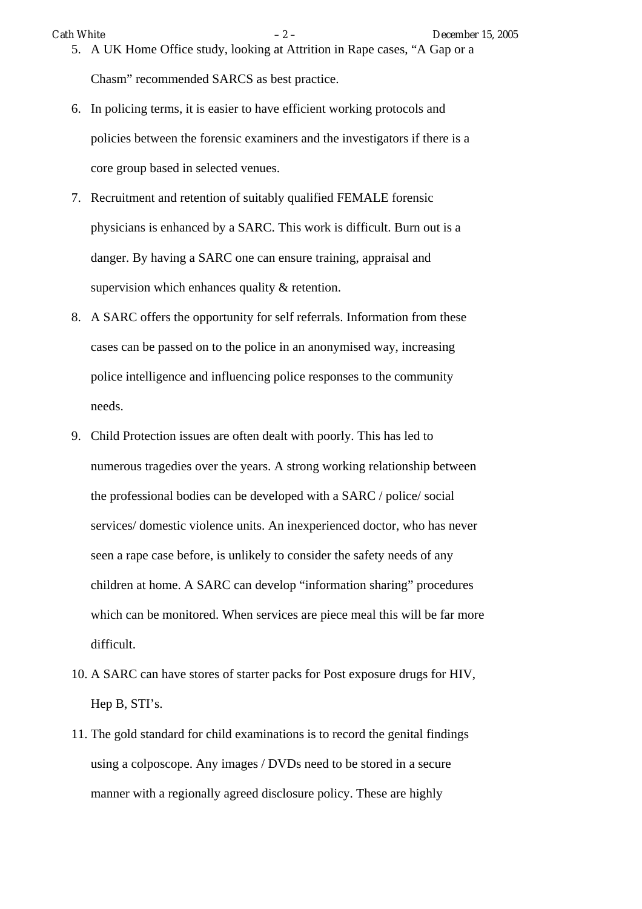5. A UK Home Office study, looking at Attrition in Rape cases, "A Gap or a Chasm" recommended SARCS as best practice.
6. In policing terms, it is easier to have efficient working protocols and policies between the forensic examiners and the investigators if there is a core group based in selected venues.
7. Recruitment and retention of suitably qualified FEMALE forensic physicians is enhanced by a SARC. This work is difficult. Burn out is a danger. By having a SARC one can ensure training, appraisal and supervision which enhances quality & retention.
8. A SARC offers the opportunity for self referrals. Information from these cases can be passed on to the police in an anonymised way, increasing police intelligence and influencing police responses to the community needs.
9. Child Protection issues are often dealt with poorly. This has led to numerous tragedies over the years. A strong working relationship between the professional bodies can be developed with a SARC / police/ social services/ domestic violence units. An inexperienced doctor, who has never seen a rape case before, is unlikely to consider the safety needs of any children at home. A SARC can develop "information sharing" procedures which can be monitored. When services are piece meal this will be far more difficult.
10. A SARC can have stores of starter packs for Post exposure drugs for HIV, Hep B, STI's.
11. The gold standard for child examinations is to record the genital findings using a colposcope. Any images / DVDs need to be stored in a secure manner with a regionally agreed disclosure policy. These are highly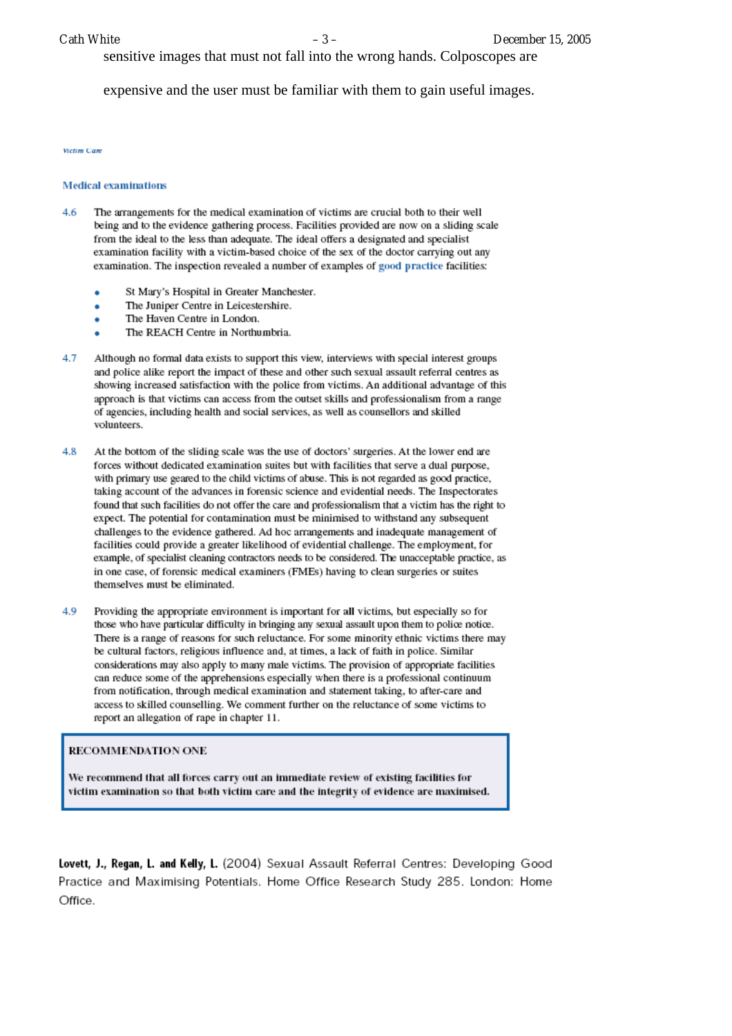sensitive images that must not fall into the wrong hands. Colposcopes are

expensive and the user must be familiar with them to gain useful images.

*Victim Care*

### Medical examinations

4.6 The arrangements for the medical examination of victims are crucial both to their well being and to the evidence gathering process. Facilities provided are now on a sliding scale from the ideal to the less than adequate. The ideal offers a designated and specialist examination facility with a victim-based choice of the sex of the doctor carrying out any examination. The inspection revealed a number of examples of good practice facilities:

- St Mary's Hospital in Greater Manchester.
- The Juniper Centre in Leicestershire.
- The Haven Centre in London.
- The REACH Centre in Northumbria.

4.7 Although no formal data exists to support this view, interviews with special interest groups and police alike report the impact of these and other such sexual assault referral centres as showing increased satisfaction with the police from victims. An additional advantage of this approach is that victims can access from the outset skills and professionalism from a range of agencies, including health and social services, as well as counsellors and skilled volunteers.

4.8 At the bottom of the sliding scale was the use of doctors' surgeries. At the lower end are forces without dedicated examination suites but with facilities that serve a dual purpose, with primary use geared to the child victims of abuse. This is not regarded as good practice, taking account of the advances in forensic science and evidential needs. The Inspectorates found that such facilities do not offer the care and professionalism that a victim has the right to expect. The potential for contamination must be minimised to withstand any subsequent challenges to the evidence gathered. Ad hoc arrangements and inadequate management of facilities could provide a greater likelihood of evidential challenge. The employment, for example, of specialist cleaning contractors needs to be considered. The unacceptable practice, as in one case, of forensic medical examiners (FMEs) having to clean surgeries or suites themselves must be eliminated.

4.9 Providing the appropriate environment is important for **all** victims, but especially so for those who have particular difficulty in bringing any sexual assault upon them to police notice. There is a range of reasons for such reluctance. For some minority ethnic victims there may be cultural factors, religious influence and, at times, a lack of faith in police. Similar considerations may also apply to many male victims. The provision of appropriate facilities can reduce some of the apprehensions especially when there is a professional continuum from notification, through medical examination and statement taking, to after-care and access to skilled counselling. We comment further on the reluctance of some victims to report an allegation of rape in chapter 11.

> **RECOMMENDATION ONE**
>
> **We recommend that all forces carry out an immediate review of existing facilities for victim examination so that both victim care and the integrity of evidence are maximised.**

**Lovett, J., Regan, L. and Kelly, L.** (2004) Sexual Assault Referral Centres: Developing Good Practice and Maximising Potentials. Home Office Research Study 285. London: Home Office.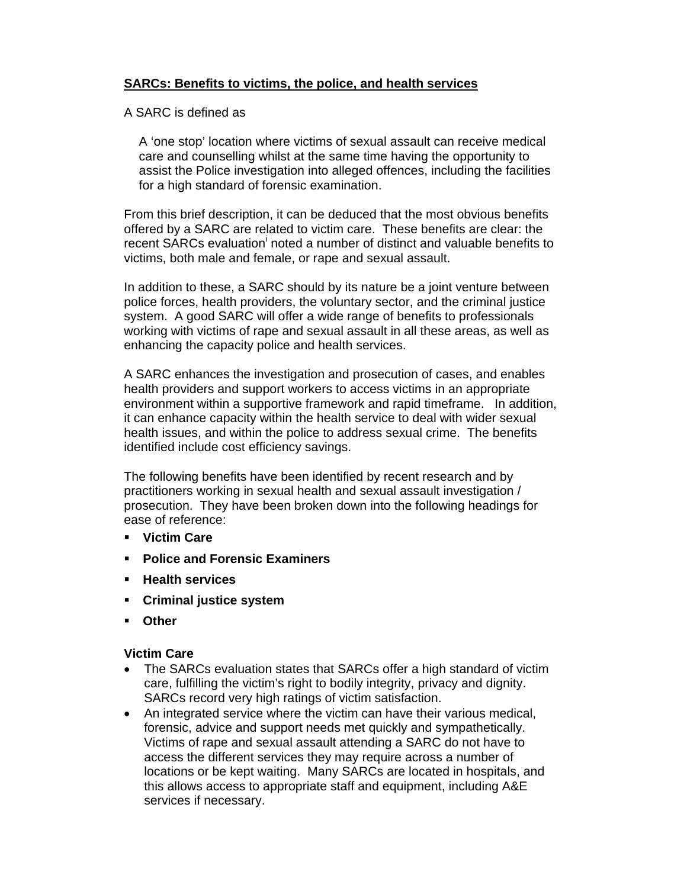**SARCs: Benefits to victims, the police, and health services**

A SARC is defined as

> A 'one stop' location where victims of sexual assault can receive medical care and counselling whilst at the same time having the opportunity to assist the Police investigation into alleged offences, including the facilities for a high standard of forensic examination.

From this brief description, it can be deduced that the most obvious benefits offered by a SARC are related to victim care. These benefits are clear: the recent SARCs evaluation[i] noted a number of distinct and valuable benefits to victims, both male and female, or rape and sexual assault.

In addition to these, a SARC should by its nature be a joint venture between police forces, health providers, the voluntary sector, and the criminal justice system. A good SARC will offer a wide range of benefits to professionals working with victims of rape and sexual assault in all these areas, as well as enhancing the capacity police and health services.

A SARC enhances the investigation and prosecution of cases, and enables health providers and support workers to access victims in an appropriate environment within a supportive framework and rapid timeframe. In addition, it can enhance capacity within the health service to deal with wider sexual health issues, and within the police to address sexual crime. The benefits identified include cost efficiency savings.

The following benefits have been identified by recent research and by practitioners working in sexual health and sexual assault investigation / prosecution. They have been broken down into the following headings for ease of reference:

- **Victim Care**
- **Police and Forensic Examiners**
- **Health services**
- **Criminal justice system**
- **Other**

**Victim Care**

- The SARCs evaluation states that SARCs offer a high standard of victim care, fulfilling the victim's right to bodily integrity, privacy and dignity. SARCs record very high ratings of victim satisfaction.
- An integrated service where the victim can have their various medical, forensic, advice and support needs met quickly and sympathetically. Victims of rape and sexual assault attending a SARC do not have to access the different services they may require across a number of locations or be kept waiting. Many SARCs are located in hospitals, and this allows access to appropriate staff and equipment, including A&E services if necessary.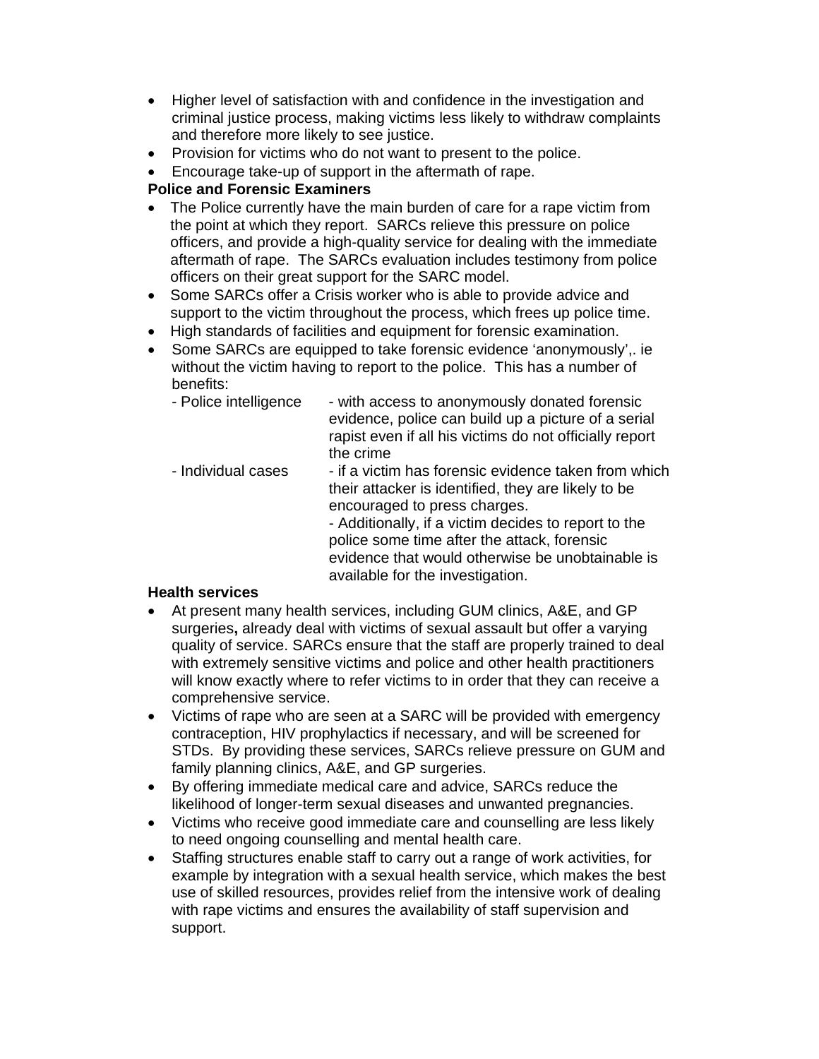- Higher level of satisfaction with and confidence in the investigation and criminal justice process, making victims less likely to withdraw complaints and therefore more likely to see justice.
- Provision for victims who do not want to present to the police.
- Encourage take-up of support in the aftermath of rape.

**Police and Forensic Examiners**

- The Police currently have the main burden of care for a rape victim from the point at which they report. SARCs relieve this pressure on police officers, and provide a high-quality service for dealing with the immediate aftermath of rape. The SARCs evaluation includes testimony from police officers on their great support for the SARC model.
- Some SARCs offer a Crisis worker who is able to provide advice and support to the victim throughout the process, which frees up police time.
- High standards of facilities and equipment for forensic examination.
- Some SARCs are equipped to take forensic evidence 'anonymously',. ie without the victim having to report to the police. This has a number of benefits:

| | |
|---|---|
| - Police intelligence | - with access to anonymously donated forensic evidence, police can build up a picture of a serial rapist even if all his victims do not officially report the crime |
| - Individual cases | - if a victim has forensic evidence taken from which their attacker is identified, they are likely to be encouraged to press charges.<br>- Additionally, if a victim decides to report to the police some time after the attack, forensic evidence that would otherwise be unobtainable is available for the investigation. |

**Health services**

- At present many health services, including GUM clinics, A&E, and GP surgeries**,** already deal with victims of sexual assault but offer a varying quality of service. SARCs ensure that the staff are properly trained to deal with extremely sensitive victims and police and other health practitioners will know exactly where to refer victims to in order that they can receive a comprehensive service.
- Victims of rape who are seen at a SARC will be provided with emergency contraception, HIV prophylactics if necessary, and will be screened for STDs. By providing these services, SARCs relieve pressure on GUM and family planning clinics, A&E, and GP surgeries.
- By offering immediate medical care and advice, SARCs reduce the likelihood of longer-term sexual diseases and unwanted pregnancies.
- Victims who receive good immediate care and counselling are less likely to need ongoing counselling and mental health care.
- Staffing structures enable staff to carry out a range of work activities, for example by integration with a sexual health service, which makes the best use of skilled resources, provides relief from the intensive work of dealing with rape victims and ensures the availability of staff supervision and support.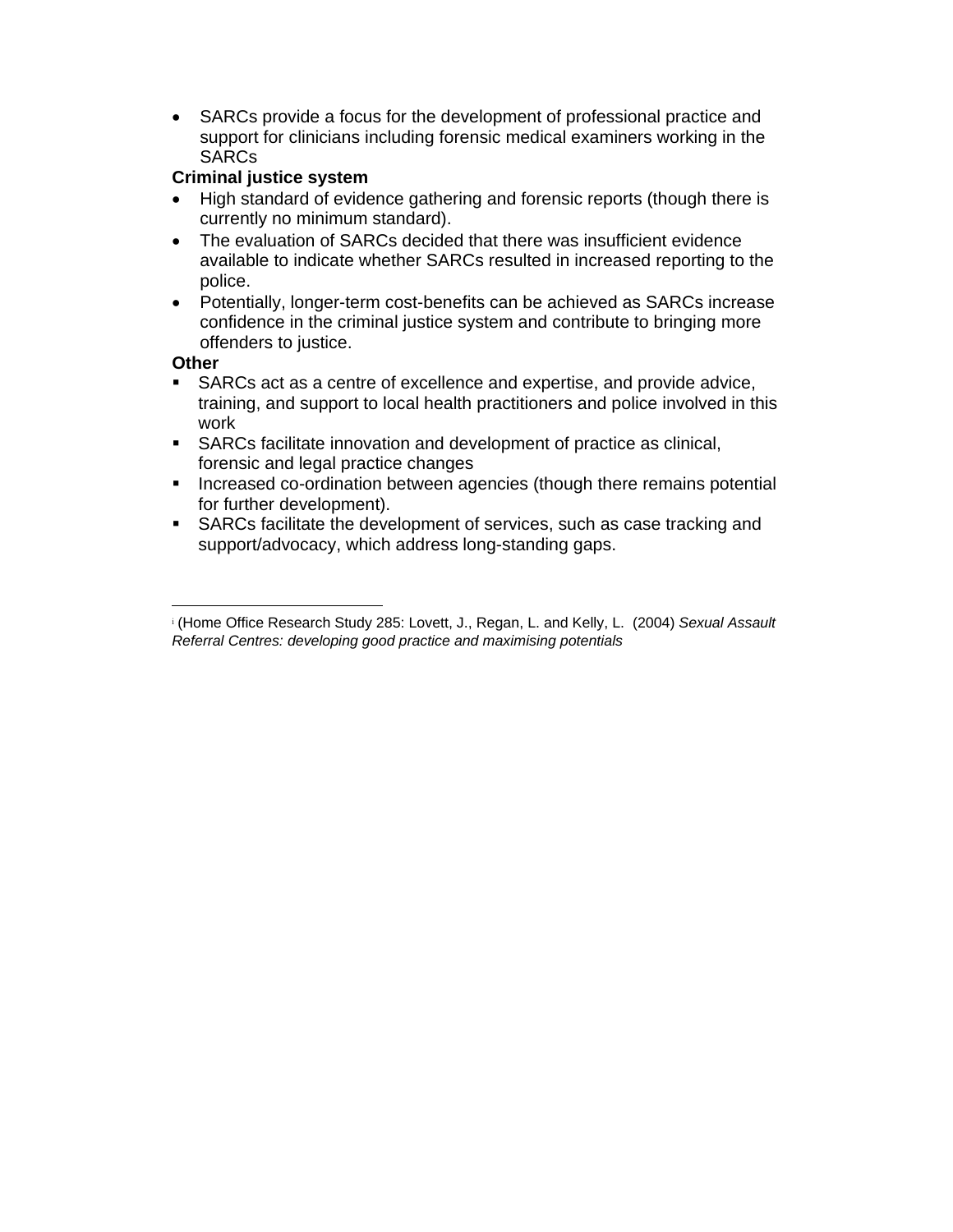- SARCs provide a focus for the development of professional practice and support for clinicians including forensic medical examiners working in the SARCs

**Criminal justice system**

- High standard of evidence gathering and forensic reports (though there is currently no minimum standard).
- The evaluation of SARCs decided that there was insufficient evidence available to indicate whether SARCs resulted in increased reporting to the police.
- Potentially, longer-term cost-benefits can be achieved as SARCs increase confidence in the criminal justice system and contribute to bringing more offenders to justice.

**Other**

- SARCs act as a centre of excellence and expertise, and provide advice, training, and support to local health practitioners and police involved in this work
- SARCs facilitate innovation and development of practice as clinical, forensic and legal practice changes
- Increased co-ordination between agencies (though there remains potential for further development).
- SARCs facilitate the development of services, such as case tracking and support/advocacy, which address long-standing gaps.

---

[i] (Home Office Research Study 285: Lovett, J., Regan, L. and Kelly, L. (2004) *Sexual Assault Referral Centres: developing good practice and maximising potentials*